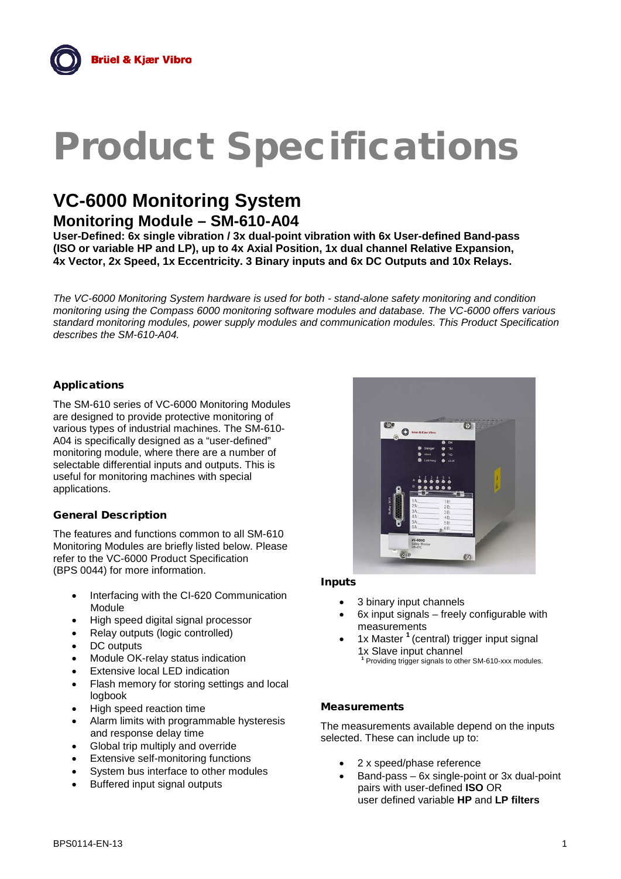Brüel & Kjær Vibro

# Product Specifications

## VC-6000 Monitoring System

### Monitoring Module – SM-610-A04

**User-Defined: 6x single vibration / 3x dual-point vibration with 6x User-defined Band-pass (ISO or variable HP and LP), up to 4x Axial Position, 1x dual channel Relative Expansion, 4x Vector, 2x Speed, 1x Eccentricity. 3 Binary inputs and 6x DC Outputs and 10x Relays.**

*The VC-6000 Monitoring System hardware is used for both - stand-alone safety monitoring and condition monitoring using the Compass 6000 monitoring software modules and database. The VC-6000 offers various standard monitoring modules, power supply modules and communication modules. This Product Specification describes the SM-610-A04.*

#### Applications

The SM-610 series of VC-6000 Monitoring Modules are designed to provide protective monitoring of various types of industrial machines. The SM-610-A04 is specifically designed as a "user-defined" monitoring module, where there are a number of selectable differential inputs and outputs. This is useful for monitoring machines with special applications.

#### General Description

The features and functions common to all SM-610 Monitoring Modules are briefly listed below. Please refer to the VC-6000 Product Specification (BPS 0044) for more information.

- Interfacing with the CI-620 Communication Module
- High speed digital signal processor
- Relay outputs (logic controlled)
- DC outputs
- Module OK-relay status indication
- Extensive local LED indication
- Flash memory for storing settings and local logbook
- High speed reaction time
- Alarm limits with programmable hysteresis and response delay time
- Global trip multiply and override
- Extensive self-monitoring functions
- System bus interface to other modules
- Buffered input signal outputs

#### Inputs

- 3 binary input channels
- 6x input signals – freely configurable with measurements
- 1x Master [1] (central) trigger input signal
  1x Slave input channel

[1] Providing trigger signals to other SM-610-xxx modules.

#### Measurements

The measurements available depend on the inputs selected. These can include up to:

- 2 x speed/phase reference
- Band-pass – 6x single-point or 3x dual-point pairs with user-defined **ISO** OR user defined variable **HP** and **LP filters**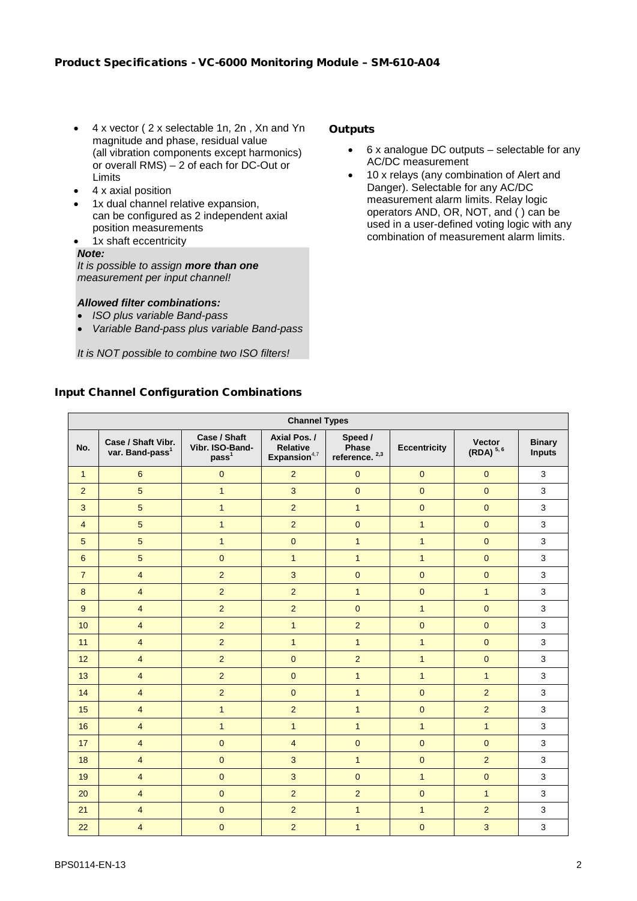## Product Specifications - VC-6000 Monitoring Module – SM-610-A04

- 4 x vector ( 2 x selectable 1n, 2n , Xn and Yn magnitude and phase, residual value (all vibration components except harmonics) or overall RMS) – 2 of each for DC-Out or Limits
- 4 x axial position
- 1x dual channel relative expansion, can be configured as 2 independent axial position measurements
- 1x shaft eccentricity

***Note:***

*It is possible to assign **more than one** measurement per input channel!*

***Allowed filter combinations:***

- *ISO plus variable Band-pass*
- *Variable Band-pass plus variable Band-pass*

*It is NOT possible to combine two ISO filters!*

### Outputs

- 6 x analogue DC outputs – selectable for any AC/DC measurement
- 10 x relays (any combination of Alert and Danger). Selectable for any AC/DC measurement alarm limits. Relay logic operators AND, OR, NOT, and ( ) can be used in a user-defined voting logic with any combination of measurement alarm limits.

### Input Channel Configuration Combinations

| Channel Types | | | | | | | |
|---|---|---|---|---|---|---|---|
| No. | Case / Shaft Vibr. var. Band-pass[1] | Case / Shaft Vibr. ISO-Band-pass[1] | Axial Pos. / Relative Expansion[4,7] | Speed / Phase reference.[2,3] | Eccentricity | Vector (RDA)[5, 6] | Binary Inputs |
| 1 | 6 | 0 | 2 | 0 | 0 | 0 | 3 |
| 2 | 5 | 1 | 3 | 0 | 0 | 0 | 3 |
| 3 | 5 | 1 | 2 | 1 | 0 | 0 | 3 |
| 4 | 5 | 1 | 2 | 0 | 1 | 0 | 3 |
| 5 | 5 | 1 | 0 | 1 | 1 | 0 | 3 |
| 6 | 5 | 0 | 1 | 1 | 1 | 0 | 3 |
| 7 | 4 | 2 | 3 | 0 | 0 | 0 | 3 |
| 8 | 4 | 2 | 2 | 1 | 0 | 1 | 3 |
| 9 | 4 | 2 | 2 | 0 | 1 | 0 | 3 |
| 10 | 4 | 2 | 1 | 2 | 0 | 0 | 3 |
| 11 | 4 | 2 | 1 | 1 | 1 | 0 | 3 |
| 12 | 4 | 2 | 0 | 2 | 1 | 0 | 3 |
| 13 | 4 | 2 | 0 | 1 | 1 | 1 | 3 |
| 14 | 4 | 2 | 0 | 1 | 0 | 2 | 3 |
| 15 | 4 | 1 | 2 | 1 | 0 | 2 | 3 |
| 16 | 4 | 1 | 1 | 1 | 1 | 1 | 3 |
| 17 | 4 | 0 | 4 | 0 | 0 | 0 | 3 |
| 18 | 4 | 0 | 3 | 1 | 0 | 2 | 3 |
| 19 | 4 | 0 | 3 | 0 | 1 | 0 | 3 |
| 20 | 4 | 0 | 2 | 2 | 0 | 1 | 3 |
| 21 | 4 | 0 | 2 | 1 | 1 | 2 | 3 |
| 22 | 4 | 0 | 2 | 1 | 0 | 3 | 3 |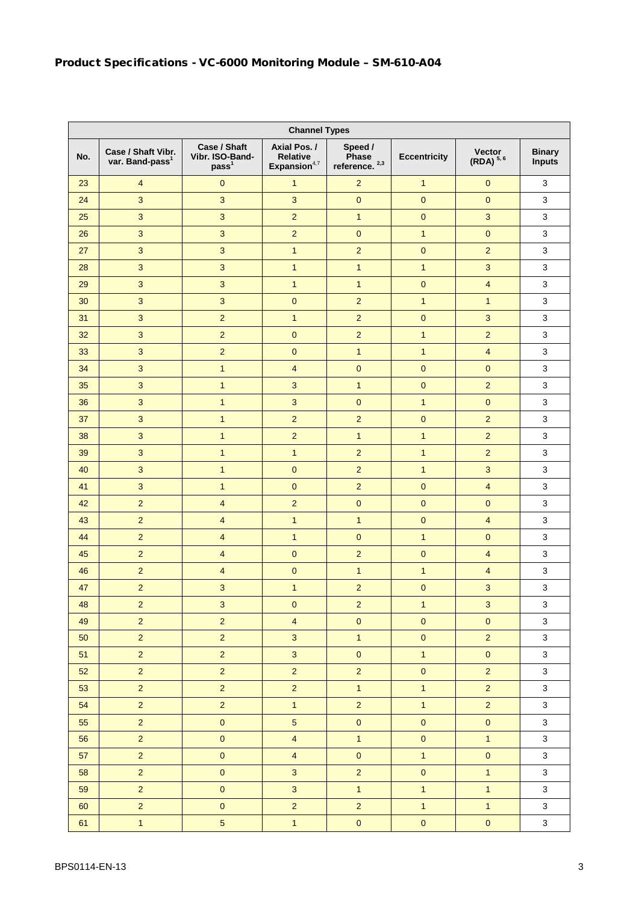## Product Specifications - VC-6000 Monitoring Module – SM-610-A04

| Channel Types | | | | | | | |
|---|---|---|---|---|---|---|---|
| No. | Case / Shaft Vibr. var. Band-pass[1] | Case / Shaft Vibr. ISO-Band-pass[1] | Axial Pos. / Relative Expansion[4,7] | Speed / Phase reference. [2,3] | Eccentricity | Vector (RDA) [5, 6] | Binary Inputs |
| 23 | 4 | 0 | 1 | 2 | 1 | 0 | 3 |
| 24 | 3 | 3 | 3 | 0 | 0 | 0 | 3 |
| 25 | 3 | 3 | 2 | 1 | 0 | 3 | 3 |
| 26 | 3 | 3 | 2 | 0 | 1 | 0 | 3 |
| 27 | 3 | 3 | 1 | 2 | 0 | 2 | 3 |
| 28 | 3 | 3 | 1 | 1 | 1 | 3 | 3 |
| 29 | 3 | 3 | 1 | 1 | 0 | 4 | 3 |
| 30 | 3 | 3 | 0 | 2 | 1 | 1 | 3 |
| 31 | 3 | 2 | 1 | 2 | 0 | 3 | 3 |
| 32 | 3 | 2 | 0 | 2 | 1 | 2 | 3 |
| 33 | 3 | 2 | 0 | 1 | 1 | 4 | 3 |
| 34 | 3 | 1 | 4 | 0 | 0 | 0 | 3 |
| 35 | 3 | 1 | 3 | 1 | 0 | 2 | 3 |
| 36 | 3 | 1 | 3 | 0 | 1 | 0 | 3 |
| 37 | 3 | 1 | 2 | 2 | 0 | 2 | 3 |
| 38 | 3 | 1 | 2 | 1 | 1 | 2 | 3 |
| 39 | 3 | 1 | 1 | 2 | 1 | 2 | 3 |
| 40 | 3 | 1 | 0 | 2 | 1 | 3 | 3 |
| 41 | 3 | 1 | 0 | 2 | 0 | 4 | 3 |
| 42 | 2 | 4 | 2 | 0 | 0 | 0 | 3 |
| 43 | 2 | 4 | 1 | 1 | 0 | 4 | 3 |
| 44 | 2 | 4 | 1 | 0 | 1 | 0 | 3 |
| 45 | 2 | 4 | 0 | 2 | 0 | 4 | 3 |
| 46 | 2 | 4 | 0 | 1 | 1 | 4 | 3 |
| 47 | 2 | 3 | 1 | 2 | 0 | 3 | 3 |
| 48 | 2 | 3 | 0 | 2 | 1 | 3 | 3 |
| 49 | 2 | 2 | 4 | 0 | 0 | 0 | 3 |
| 50 | 2 | 2 | 3 | 1 | 0 | 2 | 3 |
| 51 | 2 | 2 | 3 | 0 | 1 | 0 | 3 |
| 52 | 2 | 2 | 2 | 2 | 0 | 2 | 3 |
| 53 | 2 | 2 | 2 | 1 | 1 | 2 | 3 |
| 54 | 2 | 2 | 1 | 2 | 1 | 2 | 3 |
| 55 | 2 | 0 | 5 | 0 | 0 | 0 | 3 |
| 56 | 2 | 0 | 4 | 1 | 0 | 1 | 3 |
| 57 | 2 | 0 | 4 | 0 | 1 | 0 | 3 |
| 58 | 2 | 0 | 3 | 2 | 0 | 1 | 3 |
| 59 | 2 | 0 | 3 | 1 | 1 | 1 | 3 |
| 60 | 2 | 0 | 2 | 2 | 1 | 1 | 3 |
| 61 | 1 | 5 | 1 | 0 | 0 | 0 | 3 |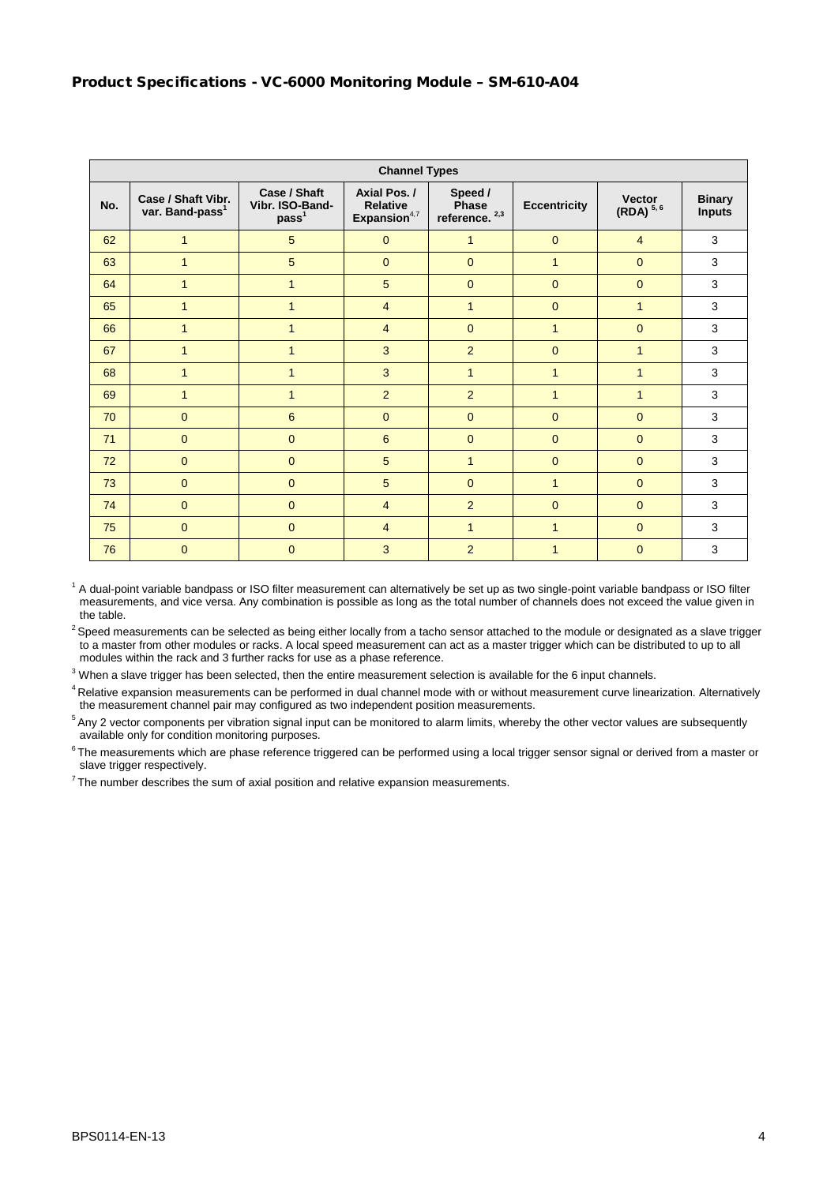## Product Specifications - VC-6000 Monitoring Module – SM-610-A04

| Channel Types | | | | | | | |
|---|---|---|---|---|---|---|---|
| No. | Case / Shaft Vibr. var. Band-pass[1] | Case / Shaft Vibr. ISO-Band-pass[1] | Axial Pos. / Relative Expansion[4,7] | Speed / Phase reference.[2,3] | Eccentricity | Vector (RDA)[5,6] | Binary Inputs |
| 62 | 1 | 5 | 0 | 1 | 0 | 4 | 3 |
| 63 | 1 | 5 | 0 | 0 | 1 | 0 | 3 |
| 64 | 1 | 1 | 5 | 0 | 0 | 0 | 3 |
| 65 | 1 | 1 | 4 | 1 | 0 | 1 | 3 |
| 66 | 1 | 1 | 4 | 0 | 1 | 0 | 3 |
| 67 | 1 | 1 | 3 | 2 | 0 | 1 | 3 |
| 68 | 1 | 1 | 3 | 1 | 1 | 1 | 3 |
| 69 | 1 | 1 | 2 | 2 | 1 | 1 | 3 |
| 70 | 0 | 6 | 0 | 0 | 0 | 0 | 3 |
| 71 | 0 | 0 | 6 | 0 | 0 | 0 | 3 |
| 72 | 0 | 0 | 5 | 1 | 0 | 0 | 3 |
| 73 | 0 | 0 | 5 | 0 | 1 | 0 | 3 |
| 74 | 0 | 0 | 4 | 2 | 0 | 0 | 3 |
| 75 | 0 | 0 | 4 | 1 | 1 | 0 | 3 |
| 76 | 0 | 0 | 3 | 2 | 1 | 0 | 3 |

[1] A dual-point variable bandpass or ISO filter measurement can alternatively be set up as two single-point variable bandpass or ISO filter measurements, and vice versa. Any combination is possible as long as the total number of channels does not exceed the value given in the table.

[2] Speed measurements can be selected as being either locally from a tacho sensor attached to the module or designated as a slave trigger to a master from other modules or racks. A local speed measurement can act as a master trigger which can be distributed to up to all modules within the rack and 3 further racks for use as a phase reference.

[3] When a slave trigger has been selected, then the entire measurement selection is available for the 6 input channels.

[4] Relative expansion measurements can be performed in dual channel mode with or without measurement curve linearization. Alternatively the measurement channel pair may configured as two independent position measurements.

[5] Any 2 vector components per vibration signal input can be monitored to alarm limits, whereby the other vector values are subsequently available only for condition monitoring purposes.

[6] The measurements which are phase reference triggered can be performed using a local trigger sensor signal or derived from a master or slave trigger respectively.

[7] The number describes the sum of axial position and relative expansion measurements.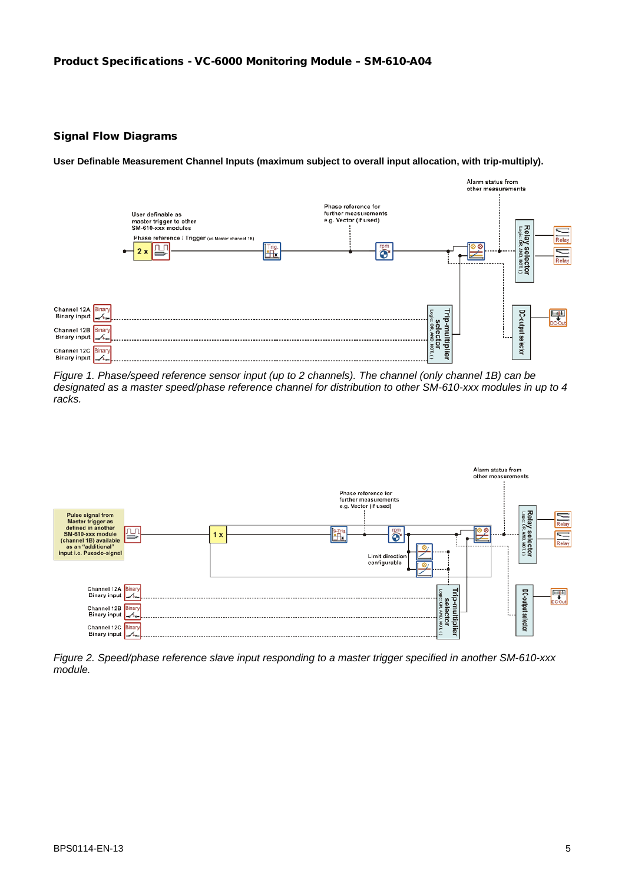## Signal Flow Diagrams

**User Definable Measurement Channel Inputs (maximum subject to overall input allocation, with trip-multiply).**

*Figure 1. Phase/speed reference sensor input (up to 2 channels). The channel (only channel 1B) can be designated as a master speed/phase reference channel for distribution to other SM-610-xxx modules in up to 4 racks.*

*Figure 2. Speed/phase reference slave input responding to a master trigger specified in another SM-610-xxx module.*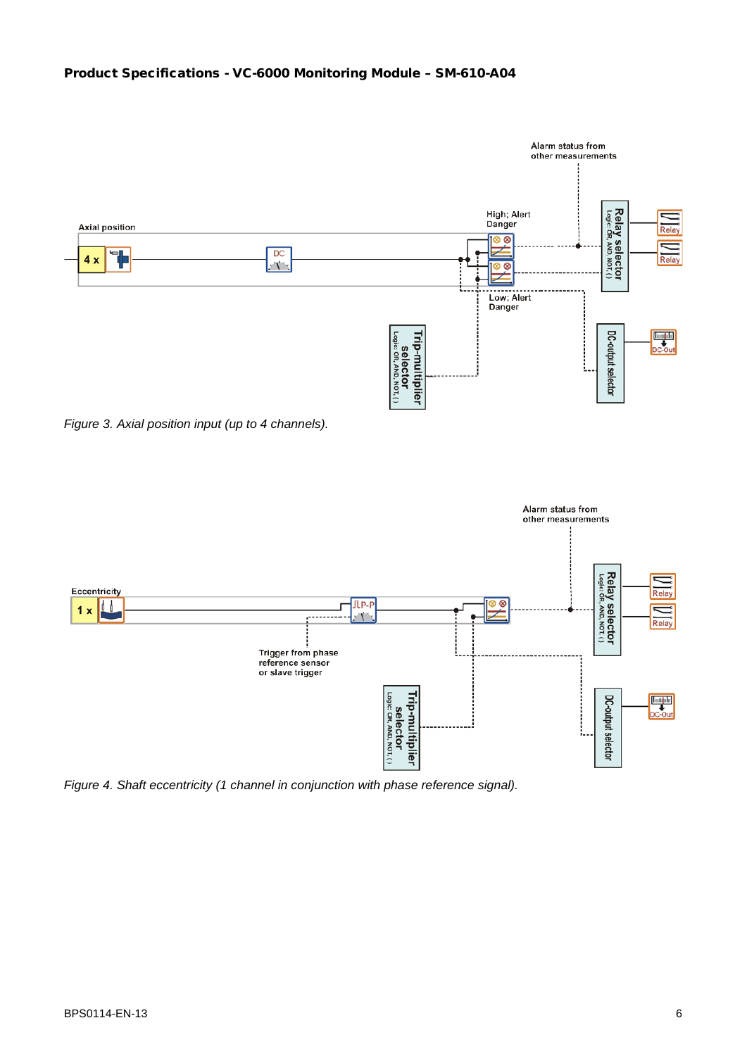Figure 3. Axial position input (up to 4 channels).

Figure 4. Shaft eccentricity (1 channel in conjunction with phase reference signal).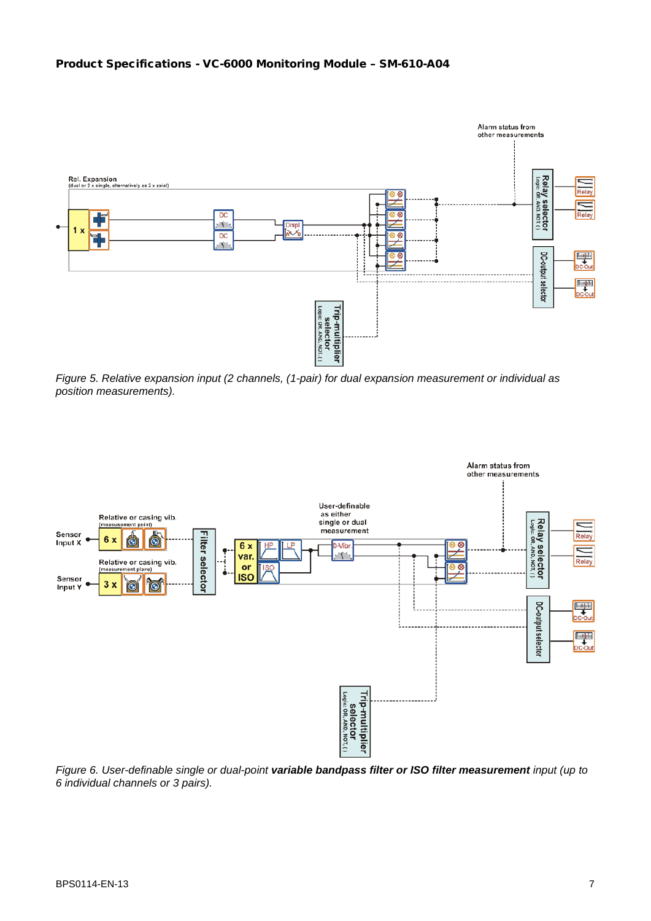**Product Specifications - VC-6000 Monitoring Module – SM-610-A04**

*Figure 5. Relative expansion input (2 channels, (1-pair) for dual expansion measurement or individual as position measurements).*

*Figure 6. User-definable single or dual-point* ***variable bandpass filter or ISO filter measurement*** *input (up to 6 individual channels or 3 pairs).*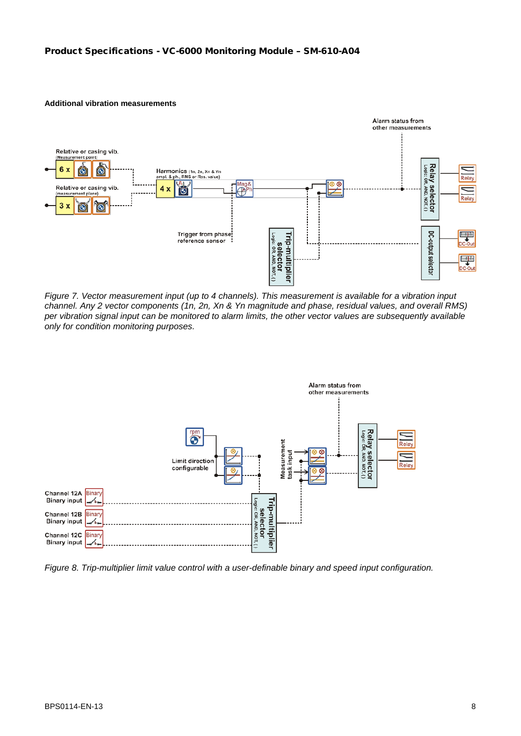#### Additional vibration measurements

Figure 7. Vector measurement input (up to 4 channels). This measurement is available for a vibration input channel. Any 2 vector components (1n, 2n, Xn & Yn magnitude and phase, residual values, and overall RMS) per vibration signal input can be monitored to alarm limits, the other vector values are subsequently available only for condition monitoring purposes.

Figure 8. Trip-multiplier limit value control with a user-definable binary and speed input configuration.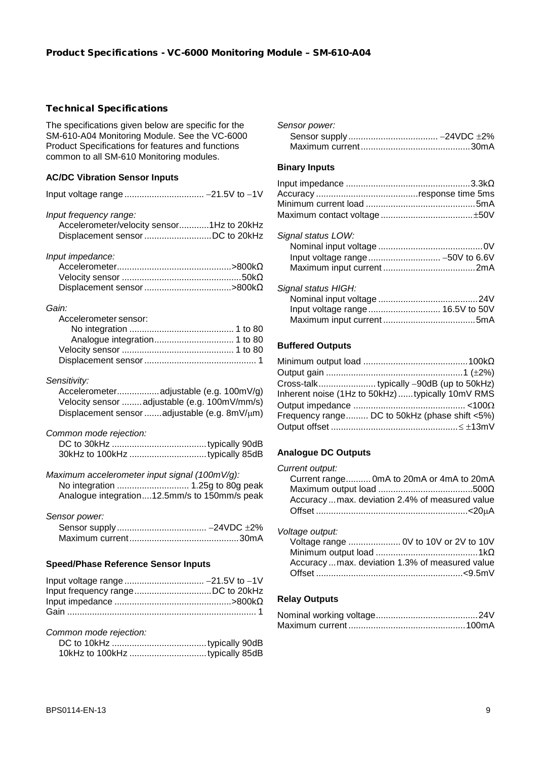# Product Specifications - VC-6000 Monitoring Module – SM-610-A04

## Technical Specifications

The specifications given below are specific for the SM-610-A04 Monitoring Module. See the VC-6000 Product Specifications for features and functions common to all SM-610 Monitoring modules.

### AC/DC Vibration Sensor Inputs

Input voltage range ................................ −21.5V to −1V

*Input frequency range:*
- Accelerometer/velocity sensor............1Hz to 20kHz
- Displacement sensor ...........................DC to 20kHz

*Input impedance:*
- Accelerometer..............................................>800kΩ
- Velocity sensor ................................................50kΩ
- Displacement sensor ...................................>800kΩ

*Gain:*
- Accelerometer sensor:
  - No integration ......................................... 1 to 80
  - Analogue integration................................ 1 to 80
- Velocity sensor ............................................. 1 to 80
- Displacement sensor ............................................ 1

*Sensitivity:*
- Accelerometer.................adjustable (e.g. 100mV/g)
- Velocity sensor ........adjustable (e.g. 100mV/mm/s)
- Displacement sensor .......adjustable (e.g. 8mV/µm)

*Common mode rejection:*
- DC to 30kHz ......................................typically 90dB
- 30kHz to 100kHz ...............................typically 85dB

*Maximum accelerometer input signal (100mV/g):*
- No integration ............................. 1.25g to 80g peak
- Analogue integration....12.5mm/s to 150mm/s peak

*Sensor power:*
- Sensor supply .................................... −24VDC ±2%
- Maximum current............................................30mA

### Speed/Phase Reference Sensor Inputs

Input voltage range ................................ −21.5V to −1V
Input frequency range...............................DC to 20kHz
Input impedance ..............................................>800kΩ
Gain ........................................................................... 1

*Common mode rejection:*
- DC to 10kHz ......................................typically 90dB
- 10kHz to 100kHz ...............................typically 85dB

*Sensor power:*
- Sensor supply .................................... −24VDC ±2%
- Maximum current............................................30mA

### Binary Inputs

Input impedance ..................................................3.3kΩ
Accuracy .........................................response time 5ms
Minimum current load ............................................5mA
Maximum contact voltage .....................................±50V

*Signal status LOW:*
- Nominal input voltage ...........................................0V
- Input voltage range ............................. −50V to 6.6V
- Maximum input current .....................................2mA

*Signal status HIGH:*
- Nominal input voltage ........................................24V
- Input voltage range ............................. 16.5V to 50V
- Maximum input current .....................................5mA

### Buffered Outputs

Minimum output load ..........................................100kΩ
Output gain .......................................................1 (±2%)
Cross-talk....................... typically −90dB (up to 50kHz)
Inherent noise (1Hz to 50kHz)......typically 10mV RMS
Output impedance ............................................ <100Ω
Frequency range......... DC to 50kHz (phase shift <5%)
Output offset ..................................................≤ ±13mV

### Analogue DC Outputs

*Current output:*
- Current range.......... 0mA to 20mA or 4mA to 20mA
- Maximum output load ......................................500Ω
- Accuracy ...max. deviation 2.4% of measured value
- Offset .............................................................<20µA

*Voltage output:*
- Voltage range ..................... 0V to 10V or 2V to 10V
- Minimum output load .........................................1kΩ
- Accuracy ...max. deviation 1.3% of measured value
- Offset ...........................................................<9.5mV

### Relay Outputs

Nominal working voltage.........................................24V
Maximum current ...............................................100mA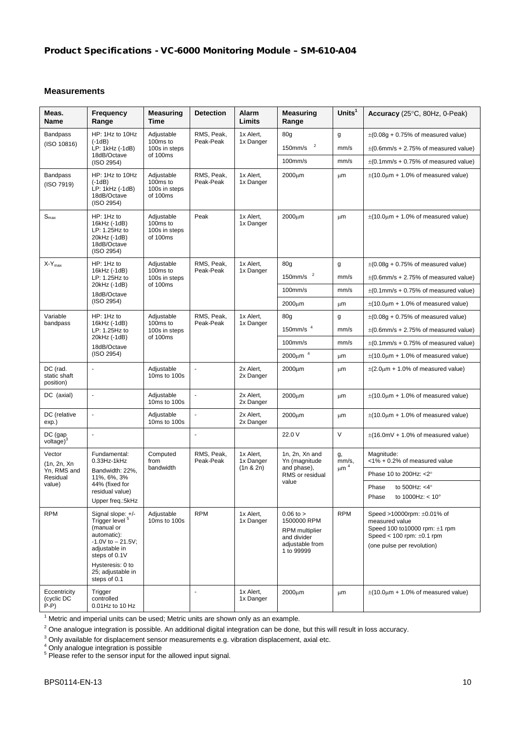## Product Specifications - VC-6000 Monitoring Module – SM-610-A04

### Measurements

| Meas. Name | Frequency Range | Measuring Time | Detection | Alarm Limits | Measuring Range | Units[1] | Accuracy (25°C, 80Hz, 0-Peak) |
|---|---|---|---|---|---|---|---|
| Bandpass (ISO 10816) | HP: 1Hz to 10Hz (-1dB) LP: 1kHz (-1dB) 18dB/Octave (ISO 2954) | Adjustable 100ms to 100s in steps of 100ms | RMS, Peak, Peak-Peak | 1x Alert, 1x Danger | 80g | g | ±(0.08g + 0.75% of measured value) |
| | | | | | 150mm/s [2] | mm/s | ±(0.6mm/s + 2.75% of measured value) |
| | | | | | 100mm/s | mm/s | ±(0.1mm/s + 0.75% of measured value) |
| Bandpass (ISO 7919) | HP: 1Hz to 10Hz (-1dB) LP: 1kHz (-1dB) 18dB/Octave (ISO 2954) | Adjustable 100ms to 100s in steps of 100ms | RMS, Peak, Peak-Peak | 1x Alert, 1x Danger | 2000μm | μm | ±(10.0μm + 1.0% of measured value) |
| $S_{max}$ | HP: 1Hz to 16kHz (-1dB) LP: 1.25Hz to 20kHz (-1dB) 18dB/Octave (ISO 2954) | Adjustable 100ms to 100s in steps of 100ms | Peak | 1x Alert, 1x Danger | 2000μm | μm | ±(10.0μm + 1.0% of measured value) |
| $X\text{-}Y_{max}$ | HP: 1Hz to 16kHz (-1dB) LP: 1.25Hz to 20kHz (-1dB) 18dB/Octave (ISO 2954) | Adjustable 100ms to 100s in steps of 100ms | RMS, Peak, Peak-Peak | 1x Alert, 1x Danger | 80g | g | ±(0.08g + 0.75% of measured value) |
| | | | | | 150mm/s [2] | mm/s | ±(0.6mm/s + 2.75% of measured value) |
| | | | | | 100mm/s | mm/s | ±(0.1mm/s + 0.75% of measured value) |
| | | | | | 2000μm | μm | ±(10.0μm + 1.0% of measured value) |
| Variable bandpass | HP: 1Hz to 16kHz (-1dB) LP: 1.25Hz to 20kHz (-1dB) 18dB/Octave (ISO 2954) | Adjustable 100ms to 100s in steps of 100ms | RMS, Peak, Peak-Peak | 1x Alert, 1x Danger | 80g | g | ±(0.08g + 0.75% of measured value) |
| | | | | | 150mm/s [4] | mm/s | ±(0.6mm/s + 2.75% of measured value) |
| | | | | | 100mm/s | mm/s | ±(0.1mm/s + 0.75% of measured value) |
| | | | | | 2000μm [4] | μm | ±(10.0μm + 1.0% of measured value) |
| DC (rad. static shaft position) | - | Adjustable 10ms to 100s | - | 2x Alert, 2x Danger | 2000μm | μm | ±(2.0μm + 1.0% of measured value) |
| DC (axial) | - | Adjustable 10ms to 100s | - | 2x Alert, 2x Danger | 2000μm | μm | ±(10.0μm + 1.0% of measured value) |
| DC (relative exp.) | - | Adjustable 10ms to 100s | - | 2x Alert, 2x Danger | 2000μm | μm | ±(10.0μm + 1.0% of measured value) |
| DC (gap voltage)[3] | - | | - | | 22.0 V | V | ±(16.0mV + 1.0% of measured value) |
| Vector (1n, 2n, Xn Yn, RMS and Residual value) | Fundamental: 0.33Hz-1kHz Bandwidth: 22%, 11%, 6%, 3% 44% (fixed for residual value) Upper freq.:5kHz | Computed from bandwidth | RMS, Peak, Peak-Peak | 1x Alert, 1x Danger (1n & 2n) | 1n, 2n, Xn and Yn (magnitude and phase), RMS or residual value | g, mm/s, μm [4] | Magnitude: <1% + 0.2% of measured value |
| | | | | | | | Phase 10 to 200Hz: <2° |
| | | | | | | | Phase to 500Hz: <4° Phase to 1000Hz: < 10° |
| RPM | Signal slope: +/- Trigger level [5] (manual or automatic): -1.0V to – 21.5V; adjustable in steps of 0.1V Hysteresis: 0 to 25; adjustable in steps of 0.1 | Adjustable 10ms to 100s | RPM | 1x Alert, 1x Danger | 0.06 to > 1500000 RPM RPM multiplier and divider adjustable from 1 to 99999 | RPM | Speed >10000rpm: ±0.01% of measured value Speed 100 to10000 rpm: ±1 rpm Speed < 100 rpm: ±0.1 rpm (one pulse per revolution) |
| Eccentricity (cyclic DC P-P) | Trigger controlled 0.01Hz to 10 Hz | | - | 1x Alert, 1x Danger | 2000μm | μm | ±(10.0μm + 1.0% of measured value) |

[1] Metric and imperial units can be used; Metric units are shown only as an example.

[2] One analogue integration is possible. An additional digital integration can be done, but this will result in loss accuracy.

[3] Only available for displacement sensor measurements e.g. vibration displacement, axial etc.

[4] Only analogue integration is possible

[5] Please refer to the sensor input for the allowed input signal.

BPS0114-EN-13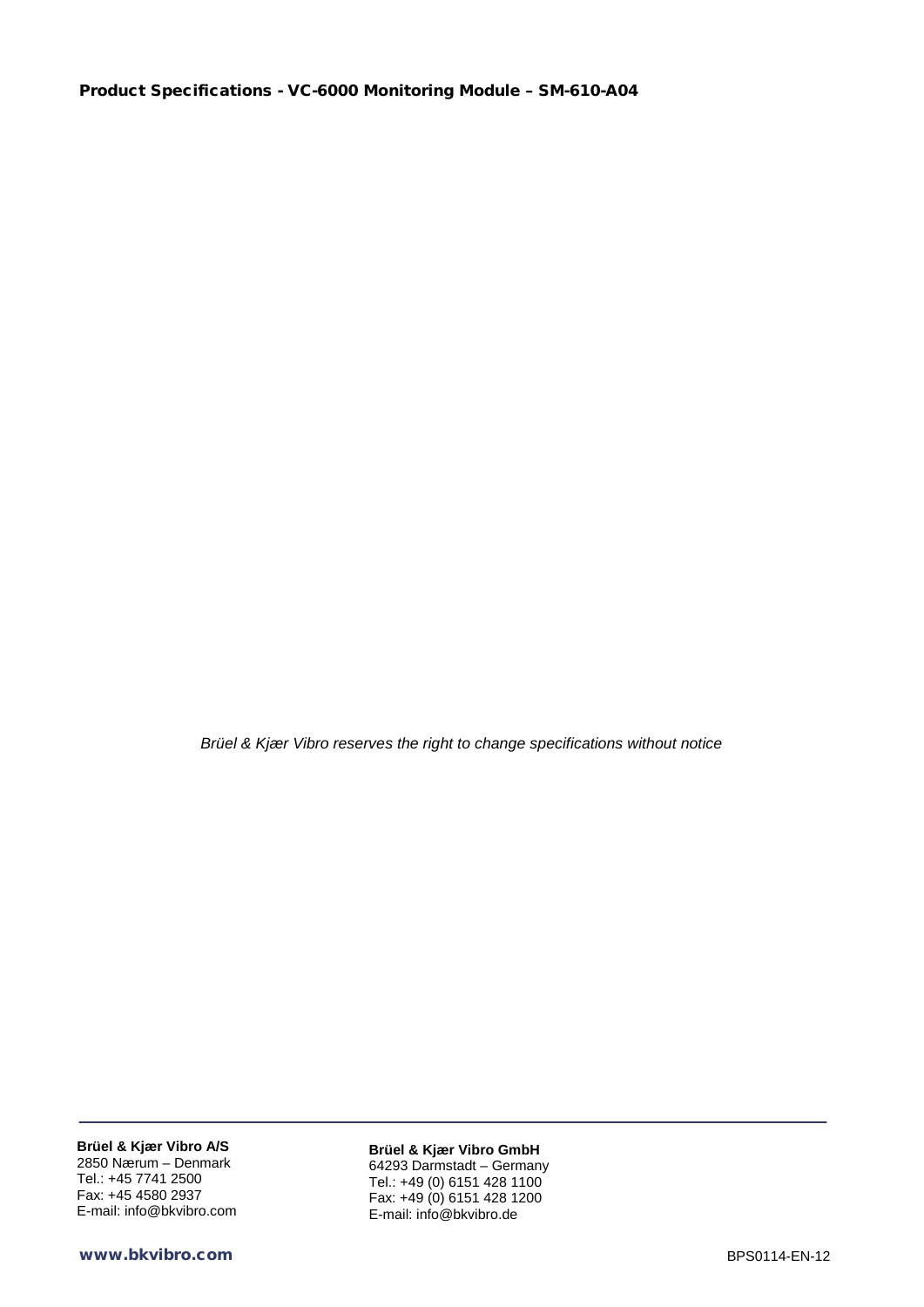*Brüel & Kjær Vibro reserves the right to change specifications without notice*

**Brüel & Kjær Vibro A/S**
2850 Nærum – Denmark
Tel.: +45 7741 2500
Fax: +45 4580 2937
E-mail: info@bkvibro.com

**Brüel & Kjær Vibro GmbH**
64293 Darmstadt – Germany
Tel.: +49 (0) 6151 428 1100
Fax: +49 (0) 6151 428 1200
E-mail: info@bkvibro.de

**www.bkvibro.com**

BPS0114-EN-12